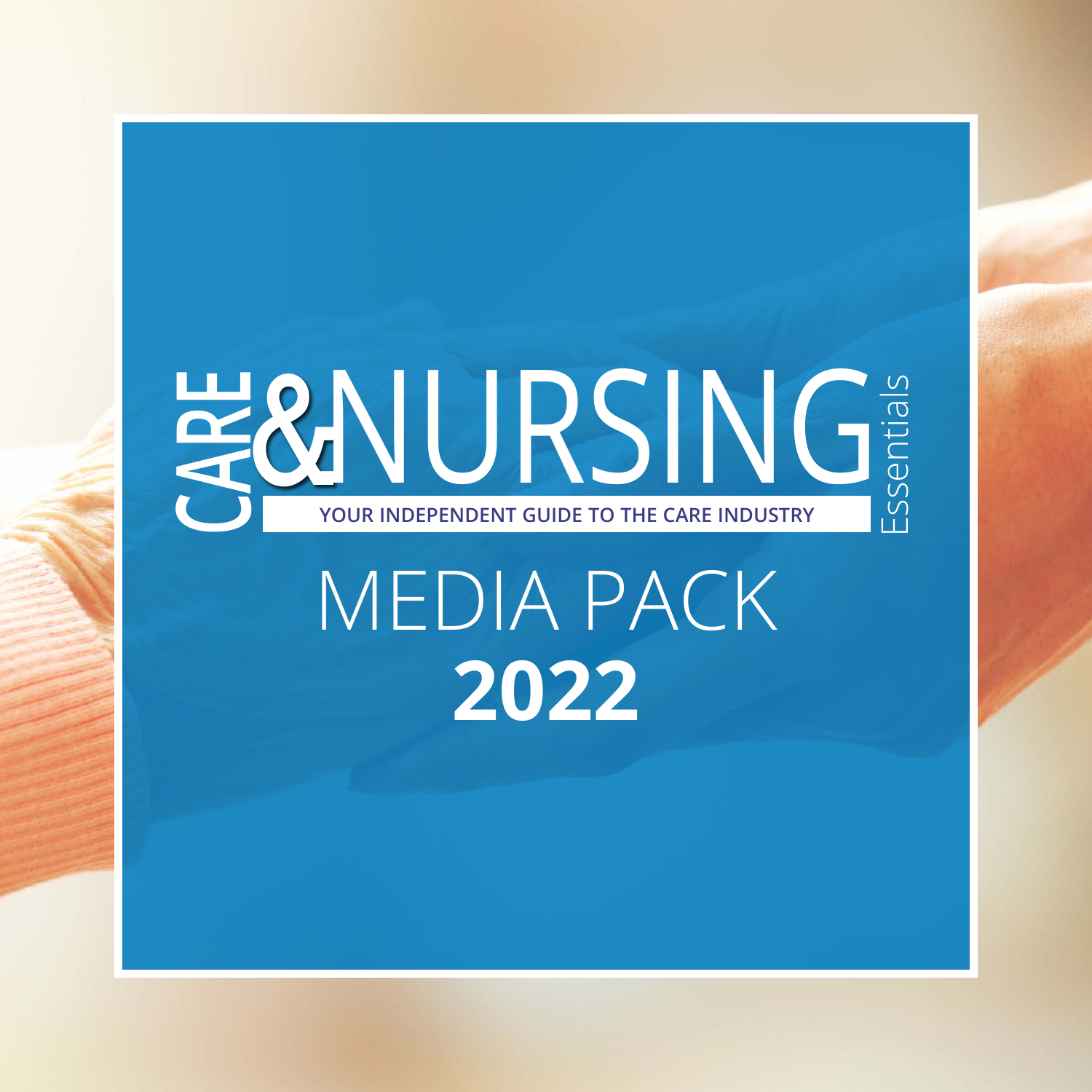# CARE & NURSING Essentials

**YOUR INDEPENDENT GUIDE TO THE CARE INDUSTRY**

# MEDIA PACK

# **2022**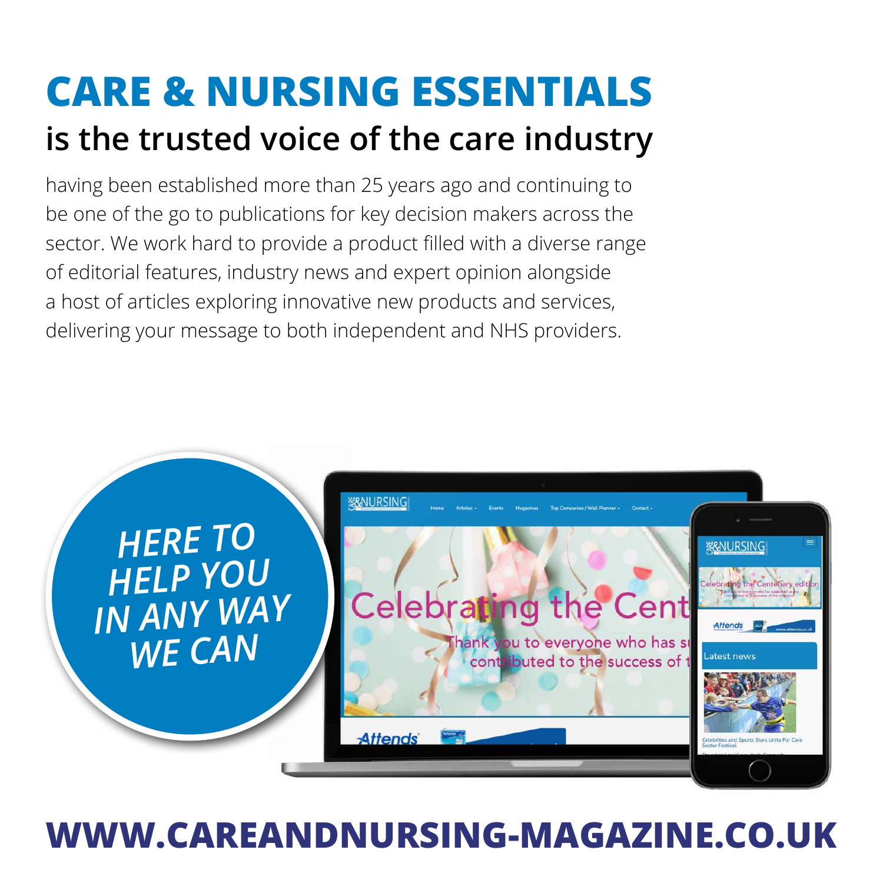# CARE & NURSING ESSENTIALS

## is the trusted voice of the care industry

having been established more than 25 years ago and continuing to be one of the go to publications for key decision makers across the sector. We work hard to provide a product filled with a diverse range of editorial features, industry news and expert opinion alongside a host of articles exploring innovative new products and services, delivering your message to both independent and NHS providers.

*HERE TO HELP YOU IN ANY WAY WE CAN*

**WWW.CAREANDNURSING-MAGAZINE.CO.UK**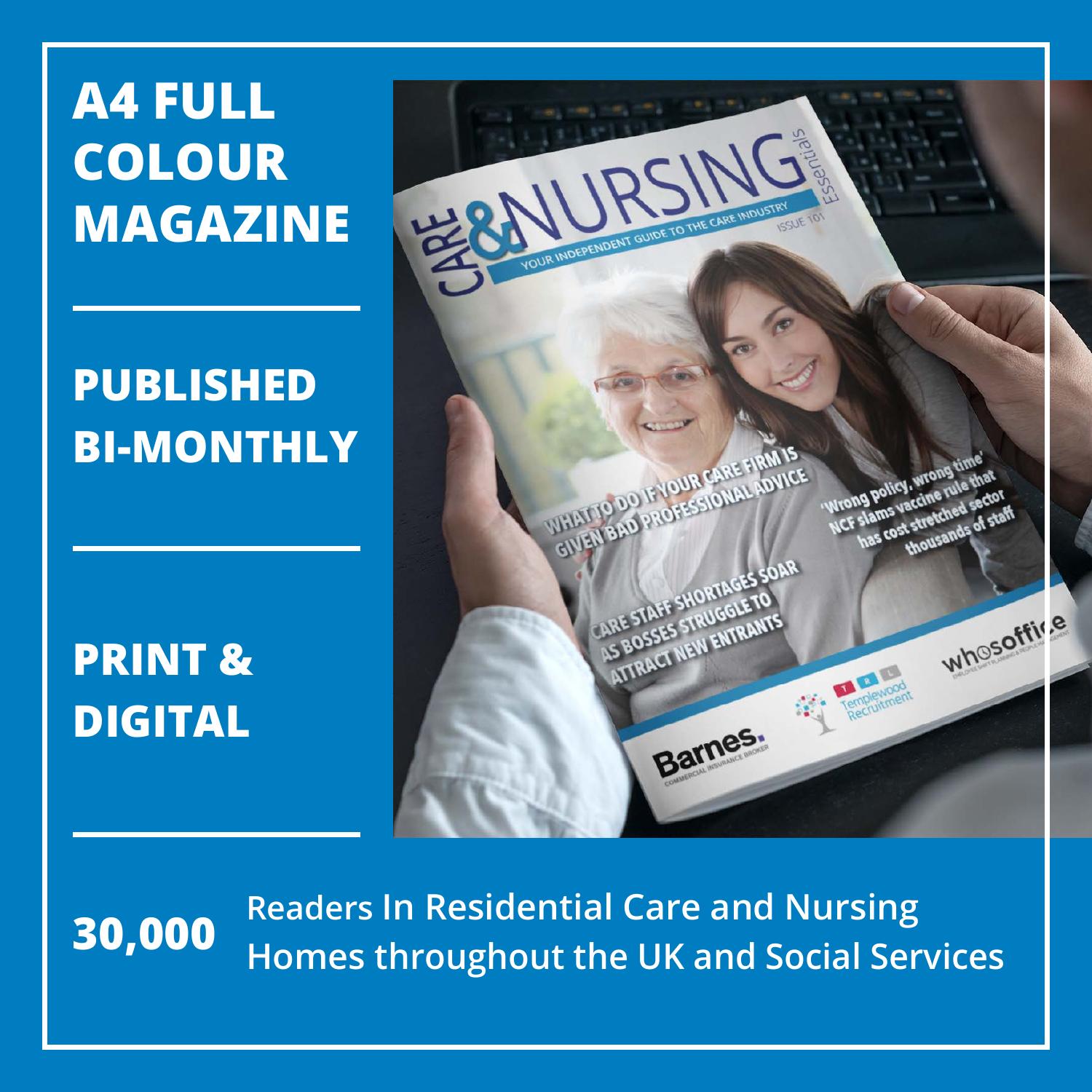# A4 FULL COLOUR MAGAZINE

## PUBLISHED BI-MONTHLY

## PRINT & DIGITAL

**30,000** Readers In Residential Care and Nursing Homes throughout the UK and Social Services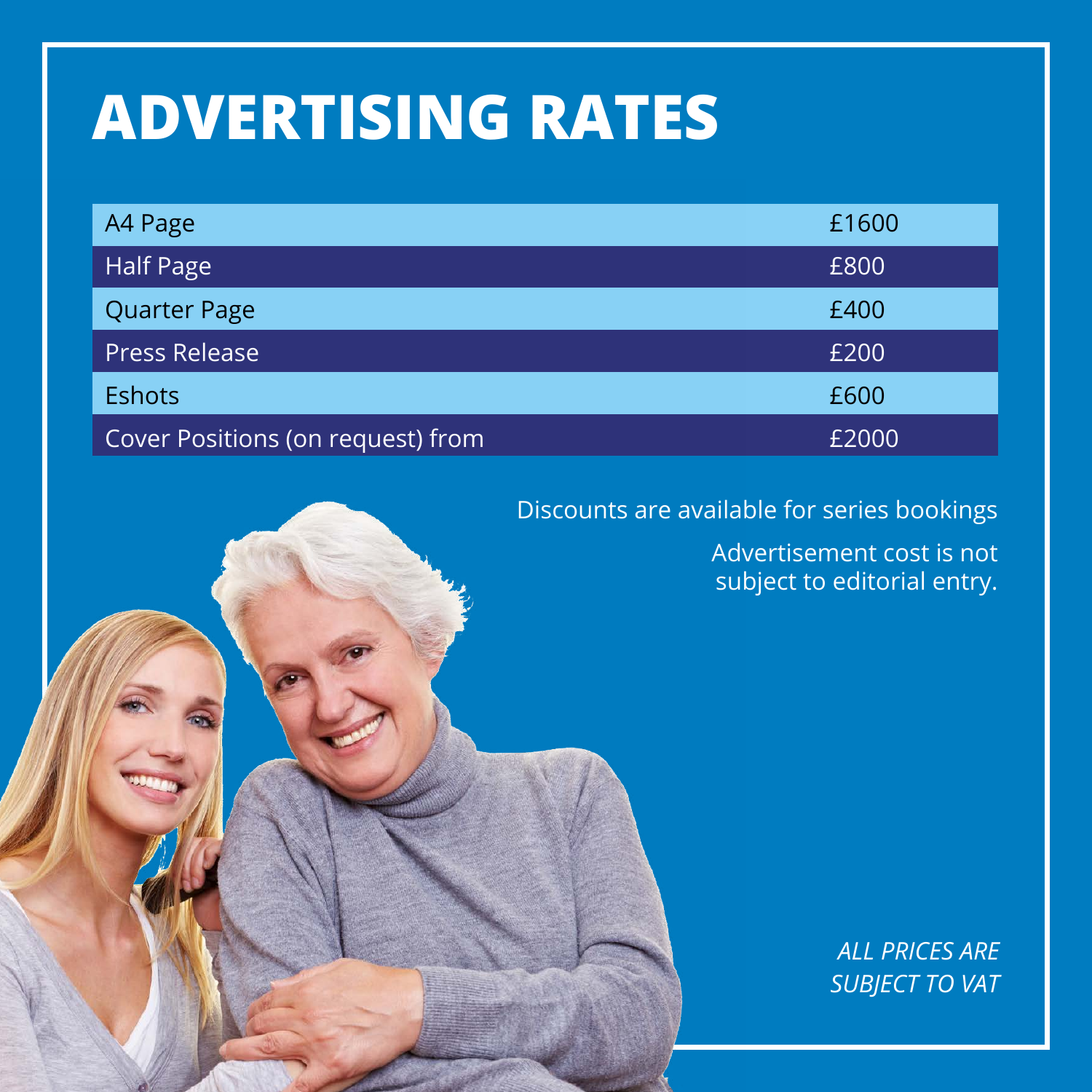# ADVERTISING RATES

| Item | Price |
| --- | --- |
| A4 Page | £1600 |
| Half Page | £800 |
| Quarter Page | £400 |
| Press Release | £200 |
| Eshots | £600 |
| Cover Positions (on request) from | £2000 |

Discounts are available for series bookings

Advertisement cost is not subject to editorial entry.

*ALL PRICES ARE SUBJECT TO VAT*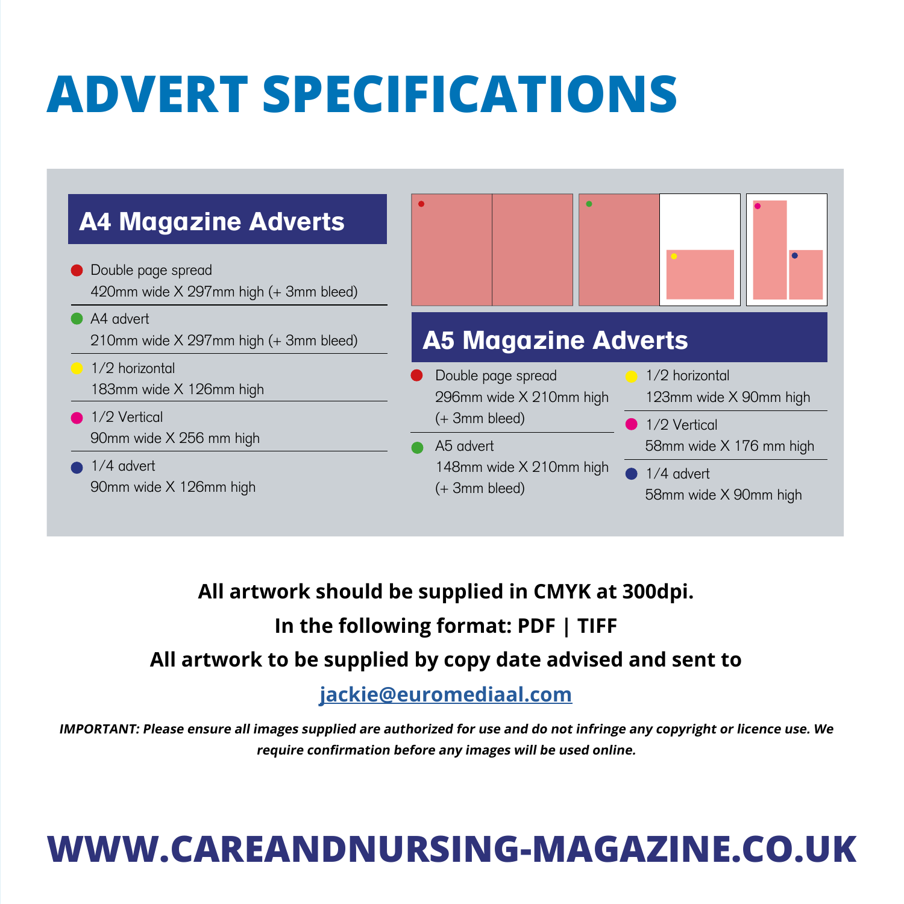# ADVERT SPECIFICATIONS

## A4 Magazine Adverts

- Double page spread
  420mm wide X 297mm high (+ 3mm bleed)
- A4 advert
  210mm wide X 297mm high (+ 3mm bleed)
- 1/2 horizontal
  183mm wide X 126mm high
- 1/2 Vertical
  90mm wide X 256 mm high
- 1/4 advert
  90mm wide X 126mm high

## A5 Magazine Adverts

- Double page spread
  296mm wide X 210mm high
  (+ 3mm bleed)
- A5 advert
  148mm wide X 210mm high
  (+ 3mm bleed)
- 1/2 horizontal
  123mm wide X 90mm high
- 1/2 Vertical
  58mm wide X 176 mm high
- 1/4 advert
  58mm wide X 90mm high

**All artwork should be supplied in CMYK at 300dpi.**

**In the following format: PDF | TIFF**

**All artwork to be supplied by copy date advised and sent to**

**jackie@euromediaal.com**

***IMPORTANT: Please ensure all images supplied are authorized for use and do not infringe any copyright or licence use. We require confirmation before any images will be used online.***

# WWW.CAREANDNURSING-MAGAZINE.CO.UK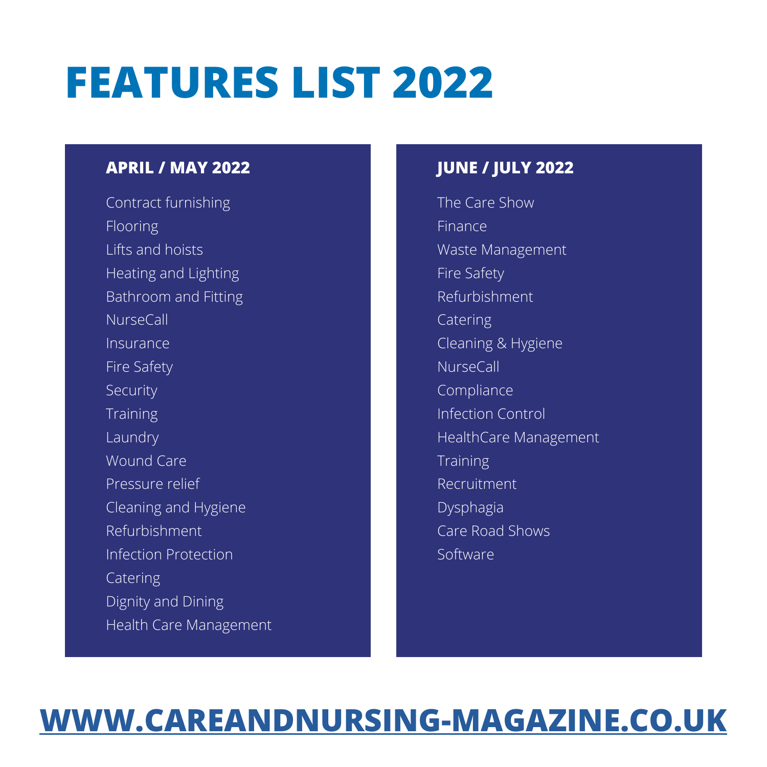# FEATURES LIST 2022

## APRIL / MAY 2022

- Contract furnishing
- Flooring
- Lifts and hoists
- Heating and Lighting
- Bathroom and Fitting
- NurseCall
- Insurance
- Fire Safety
- Security
- Training
- Laundry
- Wound Care
- Pressure relief
- Cleaning and Hygiene
- Refurbishment
- Infection Protection
- Catering
- Dignity and Dining
- Health Care Management

## JUNE / JULY 2022

- The Care Show
- Finance
- Waste Management
- Fire Safety
- Refurbishment
- Catering
- Cleaning & Hygiene
- NurseCall
- Compliance
- Infection Control
- HealthCare Management
- Training
- Recruitment
- Dysphagia
- Care Road Shows
- Software

**WWW.CAREANDNURSING-MAGAZINE.CO.UK**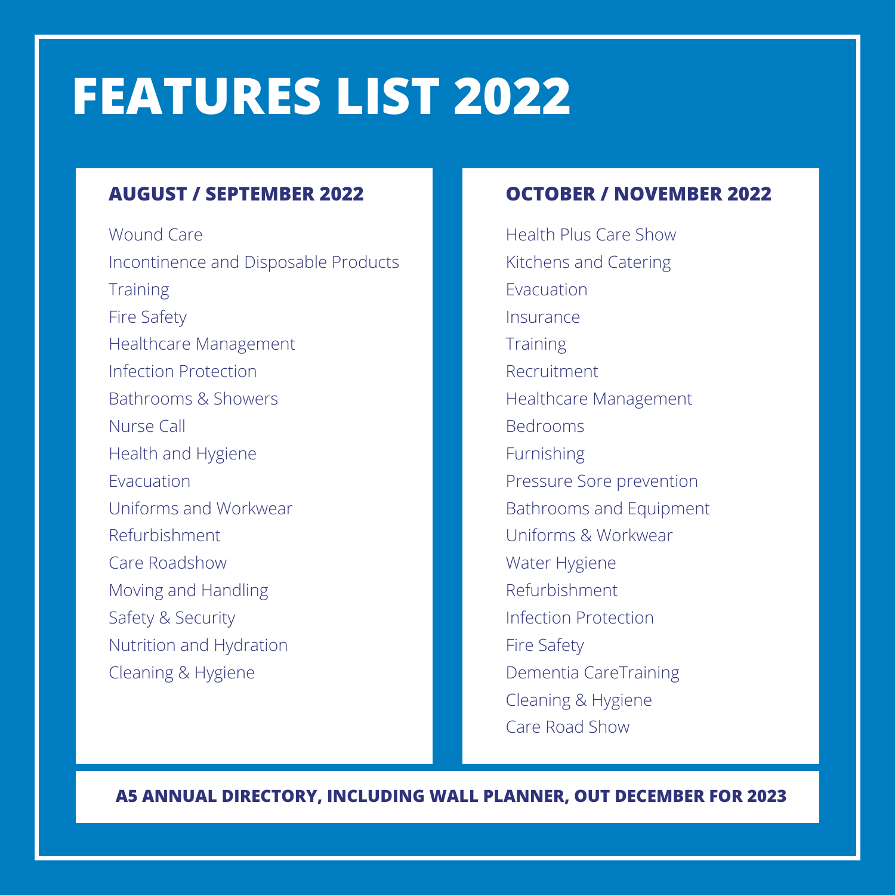# FEATURES LIST 2022

## AUGUST / SEPTEMBER 2022

- Wound Care
- Incontinence and Disposable Products
- Training
- Fire Safety
- Healthcare Management
- Infection Protection
- Bathrooms & Showers
- Nurse Call
- Health and Hygiene
- Evacuation
- Uniforms and Workwear
- Refurbishment
- Care Roadshow
- Moving and Handling
- Safety & Security
- Nutrition and Hydration
- Cleaning & Hygiene

## OCTOBER / NOVEMBER 2022

- Health Plus Care Show
- Kitchens and Catering
- Evacuation
- Insurance
- Training
- Recruitment
- Healthcare Management
- Bedrooms
- Furnishing
- Pressure Sore prevention
- Bathrooms and Equipment
- Uniforms & Workwear
- Water Hygiene
- Refurbishment
- Infection Protection
- Fire Safety
- Dementia CareTraining
- Cleaning & Hygiene
- Care Road Show

**A5 ANNUAL DIRECTORY, INCLUDING WALL PLANNER, OUT DECEMBER FOR 2023**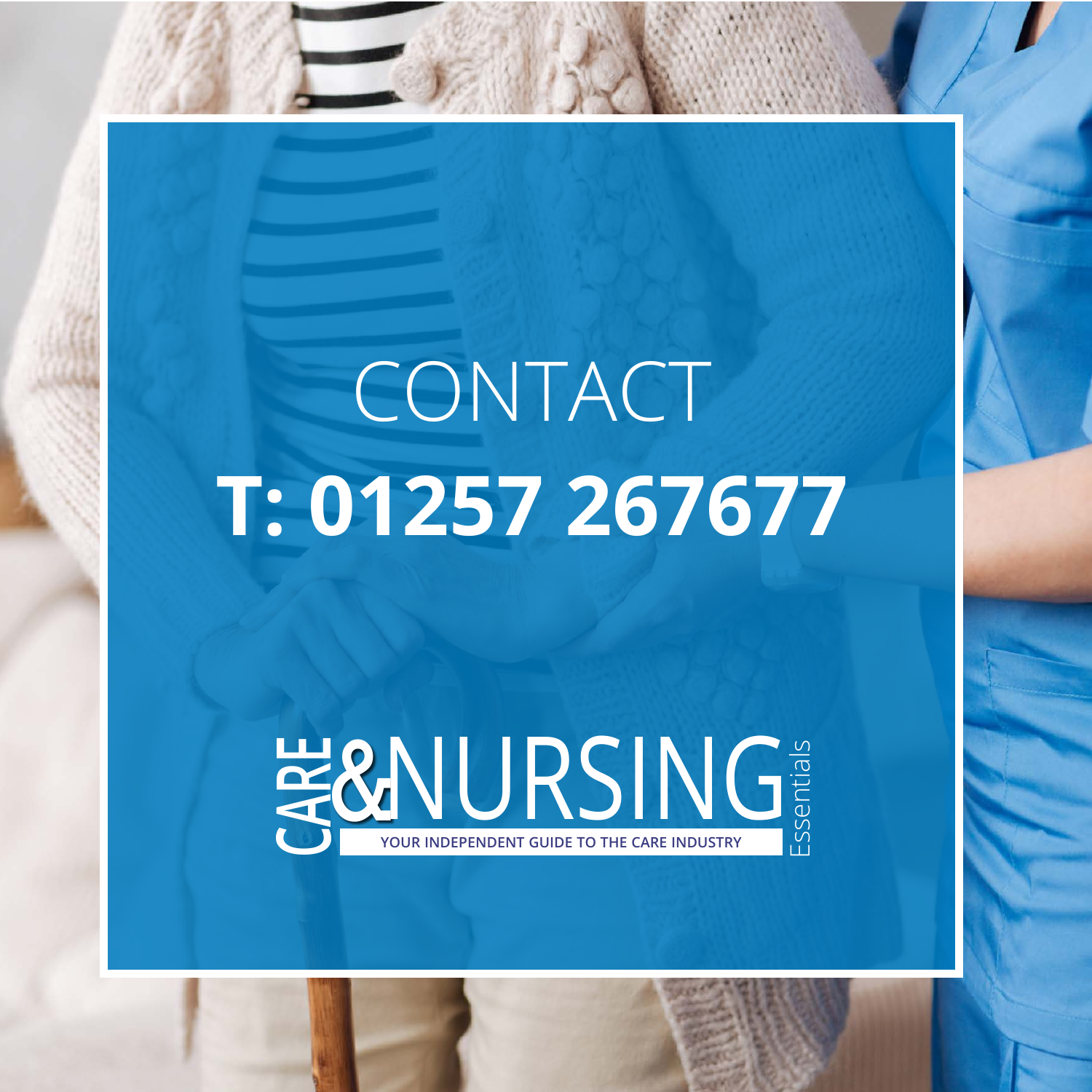# CONTACT

**T: 01257 267677**

CARE & NURSING Essentials

YOUR INDEPENDENT GUIDE TO THE CARE INDUSTRY